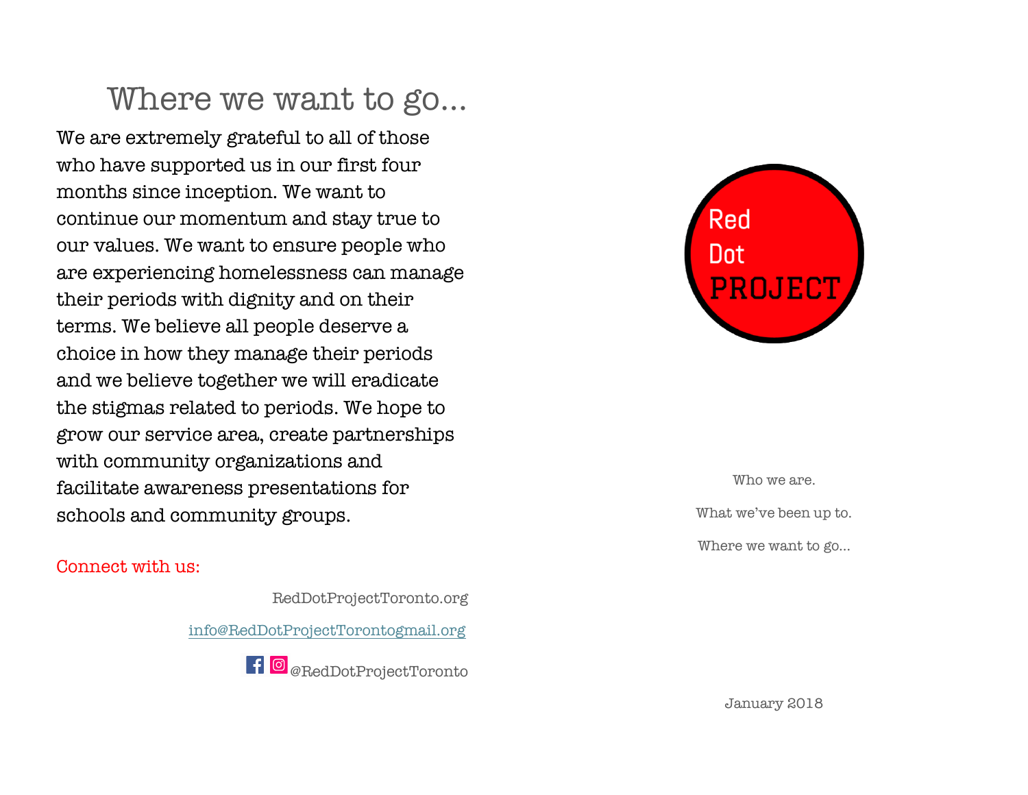## Where we want to go…

We are extremely grateful to all of those who have supported us in our first four months since inception. We want to continue our momentum and stay true to our values. We want to ensure people who are experiencing homelessness can manage their periods with dignity and on their terms. We believe all people deserve a choice in how they manage their periods and we believe together we will eradicate the stigmas related to periods. We hope to grow our service area, create partnerships with community organizations and facilitate awareness presentations for schools and community groups.

Connect with us:

RedDotProjectToronto.org

info@RedDotProjectTorontogmail.org

@RedDotProjectToronto

# Red Dot PROJECT

Who we are.

What we've been up to.

Where we want to go…

January 2018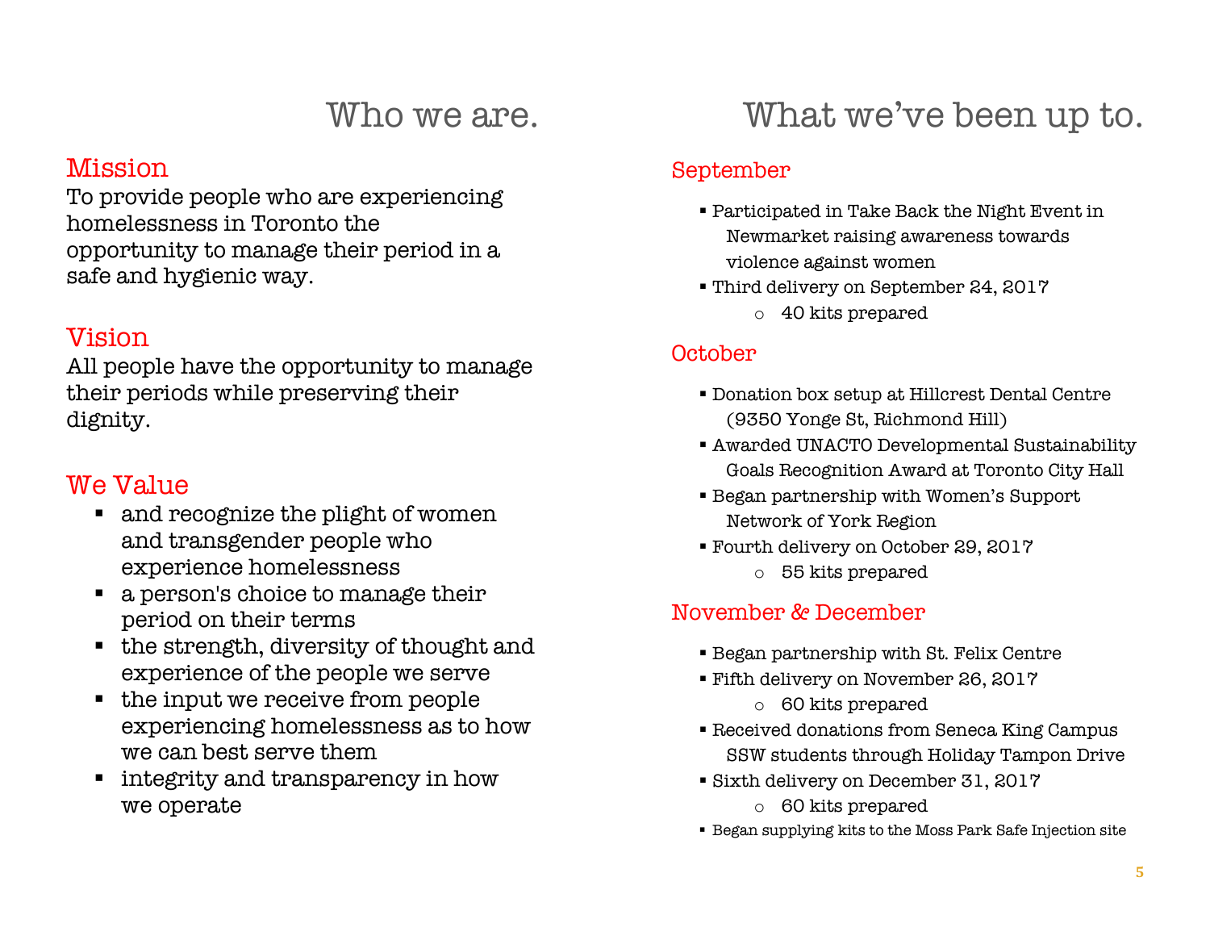# Who we are.

## Mission

To provide people who are experiencing homelessness in Toronto the opportunity to manage their period in a safe and hygienic way.

## Vision

All people have the opportunity to manage their periods while preserving their dignity.

## We Value

- and recognize the plight of women and transgender people who experience homelessness
- a person's choice to manage their period on their terms
- the strength, diversity of thought and experience of the people we serve
- the input we receive from people experiencing homelessness as to how we can best serve them
- integrity and transparency in how we operate

# What we've been up to.

## September

- Participated in Take Back the Night Event in Newmarket raising awareness towards violence against women
- Third delivery on September 24, 2017
  - 40 kits prepared

## October

- Donation box setup at Hillcrest Dental Centre (9350 Yonge St, Richmond Hill)
- Awarded UNACTO Developmental Sustainability Goals Recognition Award at Toronto City Hall
- Began partnership with Women's Support Network of York Region
- Fourth delivery on October 29, 2017
  - 55 kits prepared

## November & December

- Began partnership with St. Felix Centre
- Fifth delivery on November 26, 2017
  - 60 kits prepared
- Received donations from Seneca King Campus SSW students through Holiday Tampon Drive
- Sixth delivery on December 31, 2017
  - 60 kits prepared
- Began supplying kits to the Moss Park Safe Injection site